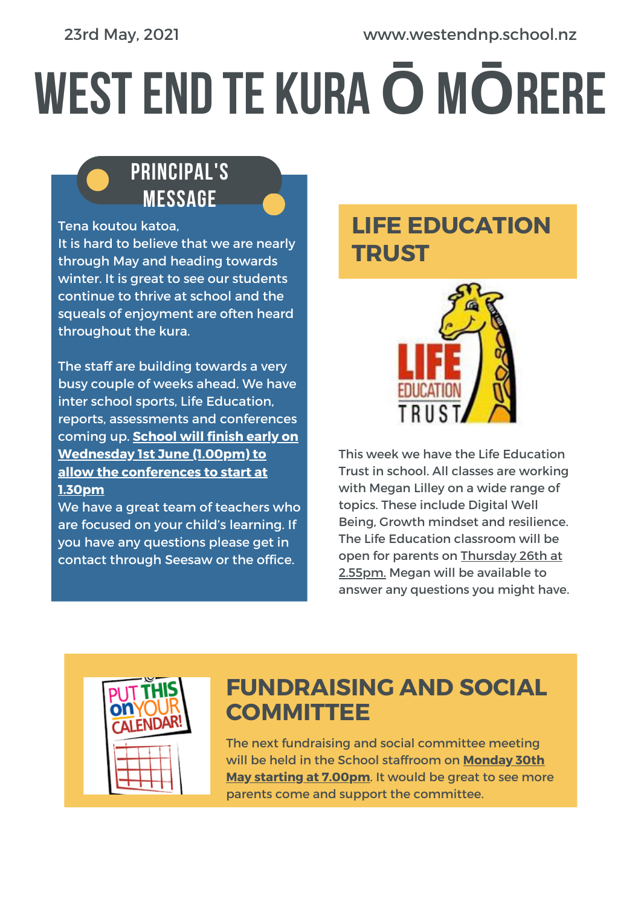23rd May, 2021 www.westendnp.school.nz

# WEST END TE KURA Ō MŌRERE

## PRINCIPAL'S MESSAGE

Tena koutou katoa,
It is hard to believe that we are nearly through May and heading towards winter. It is great to see our students continue to thrive at school and the squeals of enjoyment are often heard throughout the kura.

The staff are building towards a very busy couple of weeks ahead. We have inter school sports, Life Education, reports, assessments and conferences coming up. **School will finish early on Wednesday 1st June (1.00pm) to allow the conferences to start at 1.30pm**
We have a great team of teachers who are focused on your child's learning. If you have any questions please get in contact through Seesaw or the office.

## LIFE EDUCATION TRUST

This week we have the Life Education Trust in school. All classes are working with Megan Lilley on a wide range of topics. These include Digital Well Being, Growth mindset and resilience. The Life Education classroom will be open for parents on Thursday 26th at 2.55pm. Megan will be available to answer any questions you might have.

## FUNDRAISING AND SOCIAL COMMITTEE

The next fundraising and social committee meeting will be held in the School staffroom on **Monday 30th May starting at 7.00pm**. It would be great to see more parents come and support the committee.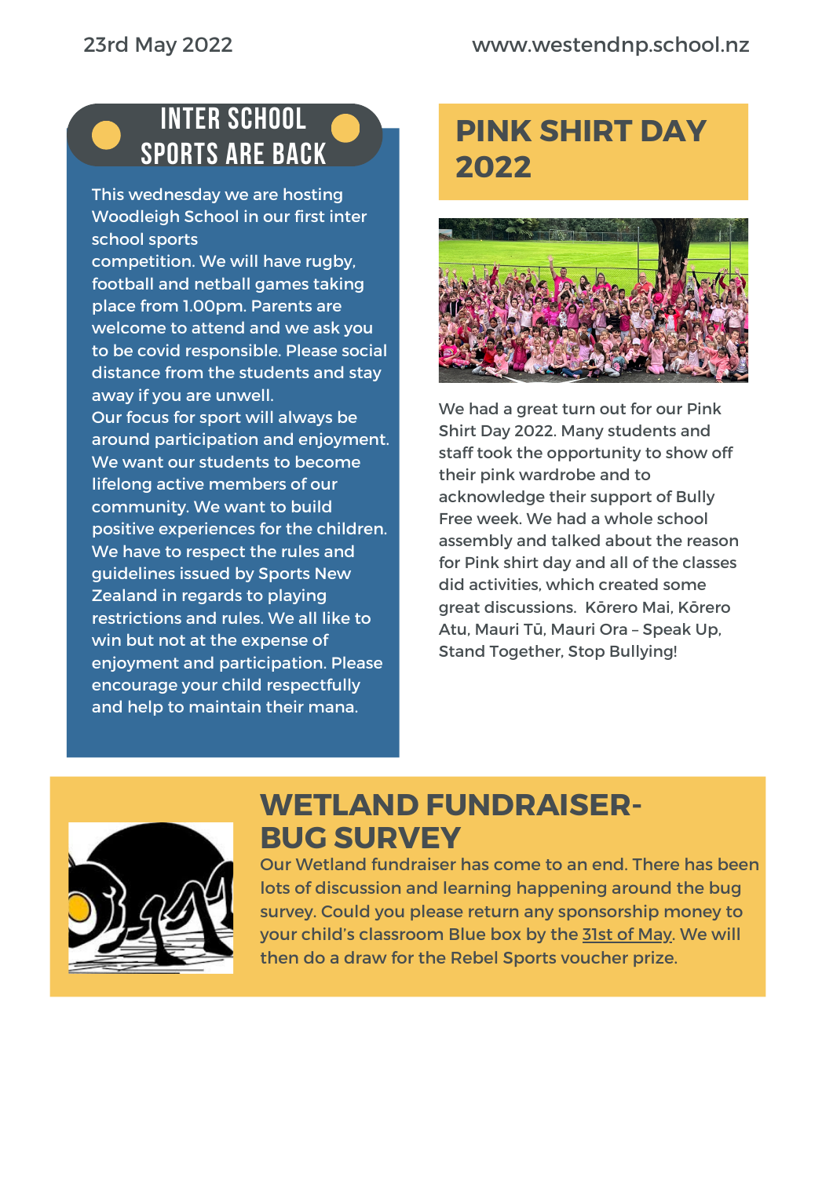23rd May 2022 www.westendnp.school.nz

## INTER SCHOOL SPORTS ARE BACK

This wednesday we are hosting Woodleigh School in our first inter school sports competition. We will have rugby, football and netball games taking place from 1.00pm. Parents are welcome to attend and we ask you to be covid responsible. Please social distance from the students and stay away if you are unwell.

Our focus for sport will always be around participation and enjoyment. We want our students to become lifelong active members of our community. We want to build positive experiences for the children. We have to respect the rules and guidelines issued by Sports New Zealand in regards to playing restrictions and rules. We all like to win but not at the expense of enjoyment and participation. Please encourage your child respectfully and help to maintain their mana.

## PINK SHIRT DAY 2022

We had a great turn out for our Pink Shirt Day 2022. Many students and staff took the opportunity to show off their pink wardrobe and to acknowledge their support of Bully Free week. We had a whole school assembly and talked about the reason for Pink shirt day and all of the classes did activities, which created some great discussions. Kōrero Mai, Kōrero Atu, Mauri Tū, Mauri Ora – Speak Up, Stand Together, Stop Bullying!

## WETLAND FUNDRAISER-BUG SURVEY

Our Wetland fundraiser has come to an end. There has been lots of discussion and learning happening around the bug survey. Could you please return any sponsorship money to your child's classroom Blue box by the 31st of May. We will then do a draw for the Rebel Sports voucher prize.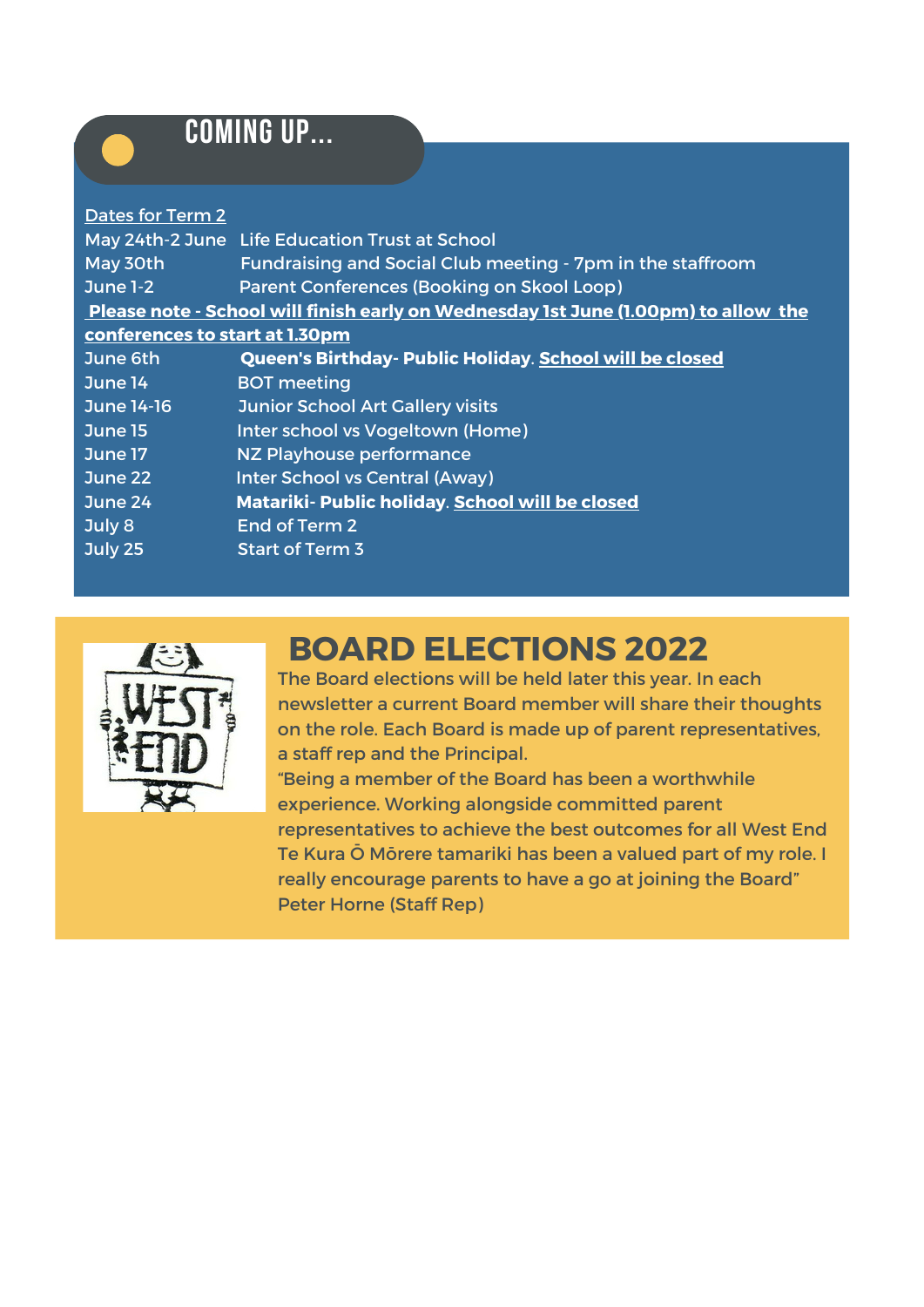## COMING UP...

Dates for Term 2

| | |
|---|---|
| May 24th-2 June | Life Education Trust at School |
| May 30th | Fundraising and Social Club meeting - 7pm in the staffroom |
| June 1-2 | Parent Conferences (Booking on Skool Loop) |

**Please note - School will finish early on Wednesday 1st June (1.00pm) to allow the conferences to start at 1.30pm**

| | |
|---|---|
| June 6th | **Queen's Birthday- Public Holiday**. **School will be closed** |
| June 14 | BOT meeting |
| June 14-16 | Junior School Art Gallery visits |
| June 15 | Inter school vs Vogeltown (Home) |
| June 17 | NZ Playhouse performance |
| June 22 | Inter School vs Central (Away) |
| June 24 | **Matariki- Public holiday**. **School will be closed** |
| July 8 | End of Term 2 |
| July 25 | Start of Term 3 |

## BOARD ELECTIONS 2022

The Board elections will be held later this year. In each newsletter a current Board member will share their thoughts on the role. Each Board is made up of parent representatives, a staff rep and the Principal.

"Being a member of the Board has been a worthwhile experience. Working alongside committed parent representatives to achieve the best outcomes for all West End Te Kura Ō Mōrere tamariki has been a valued part of my role. I really encourage parents to have a go at joining the Board"
Peter Horne (Staff Rep)